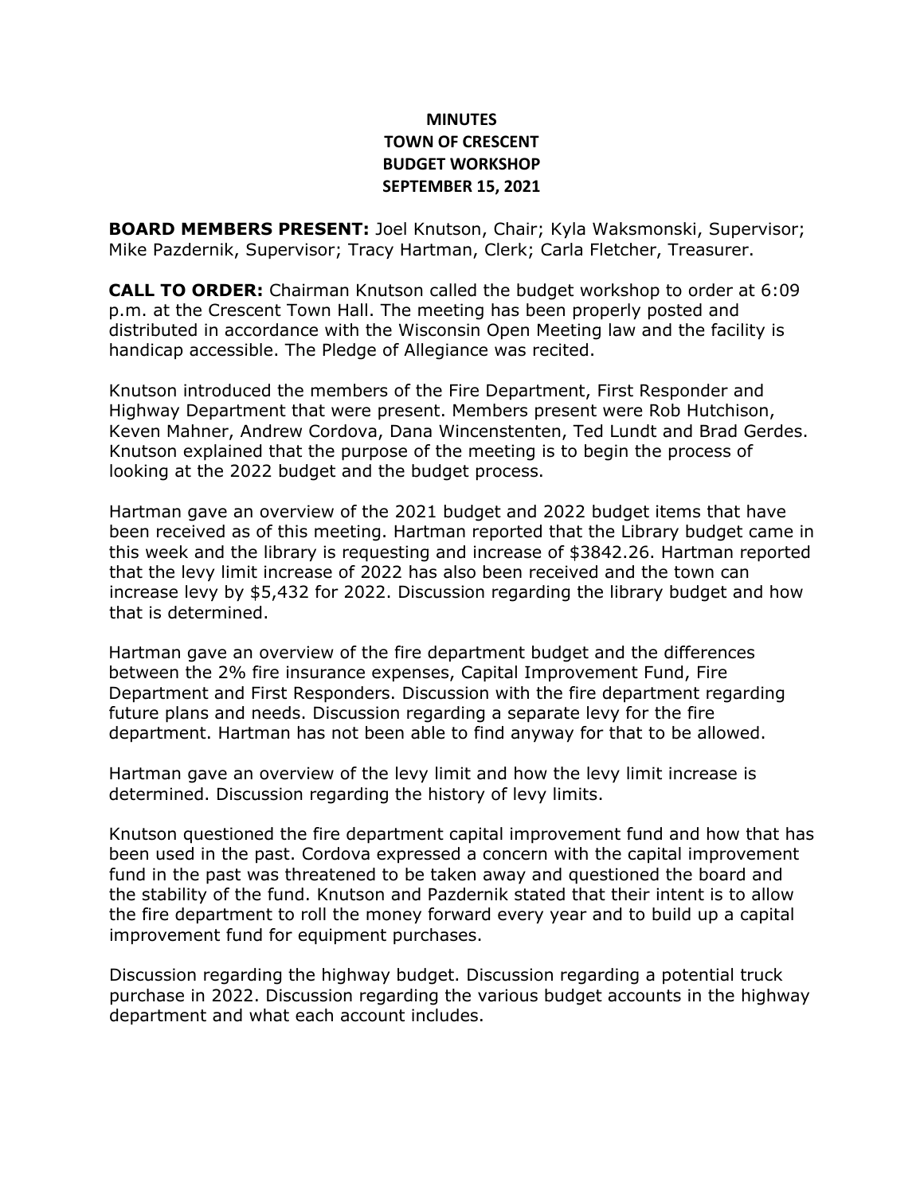# MINUTES
# TOWN OF CRESCENT
# BUDGET WORKSHOP
# SEPTEMBER 15, 2021

**BOARD MEMBERS PRESENT:** Joel Knutson, Chair; Kyla Waksmonski, Supervisor; Mike Pazdernik, Supervisor; Tracy Hartman, Clerk; Carla Fletcher, Treasurer.

**CALL TO ORDER:** Chairman Knutson called the budget workshop to order at 6:09 p.m. at the Crescent Town Hall. The meeting has been properly posted and distributed in accordance with the Wisconsin Open Meeting law and the facility is handicap accessible. The Pledge of Allegiance was recited.

Knutson introduced the members of the Fire Department, First Responder and Highway Department that were present. Members present were Rob Hutchison, Keven Mahner, Andrew Cordova, Dana Wincenstenten, Ted Lundt and Brad Gerdes. Knutson explained that the purpose of the meeting is to begin the process of looking at the 2022 budget and the budget process.

Hartman gave an overview of the 2021 budget and 2022 budget items that have been received as of this meeting. Hartman reported that the Library budget came in this week and the library is requesting and increase of $3842.26. Hartman reported that the levy limit increase of 2022 has also been received and the town can increase levy by $5,432 for 2022. Discussion regarding the library budget and how that is determined.

Hartman gave an overview of the fire department budget and the differences between the 2% fire insurance expenses, Capital Improvement Fund, Fire Department and First Responders. Discussion with the fire department regarding future plans and needs. Discussion regarding a separate levy for the fire department. Hartman has not been able to find anyway for that to be allowed.

Hartman gave an overview of the levy limit and how the levy limit increase is determined. Discussion regarding the history of levy limits.

Knutson questioned the fire department capital improvement fund and how that has been used in the past. Cordova expressed a concern with the capital improvement fund in the past was threatened to be taken away and questioned the board and the stability of the fund. Knutson and Pazdernik stated that their intent is to allow the fire department to roll the money forward every year and to build up a capital improvement fund for equipment purchases.

Discussion regarding the highway budget. Discussion regarding a potential truck purchase in 2022. Discussion regarding the various budget accounts in the highway department and what each account includes.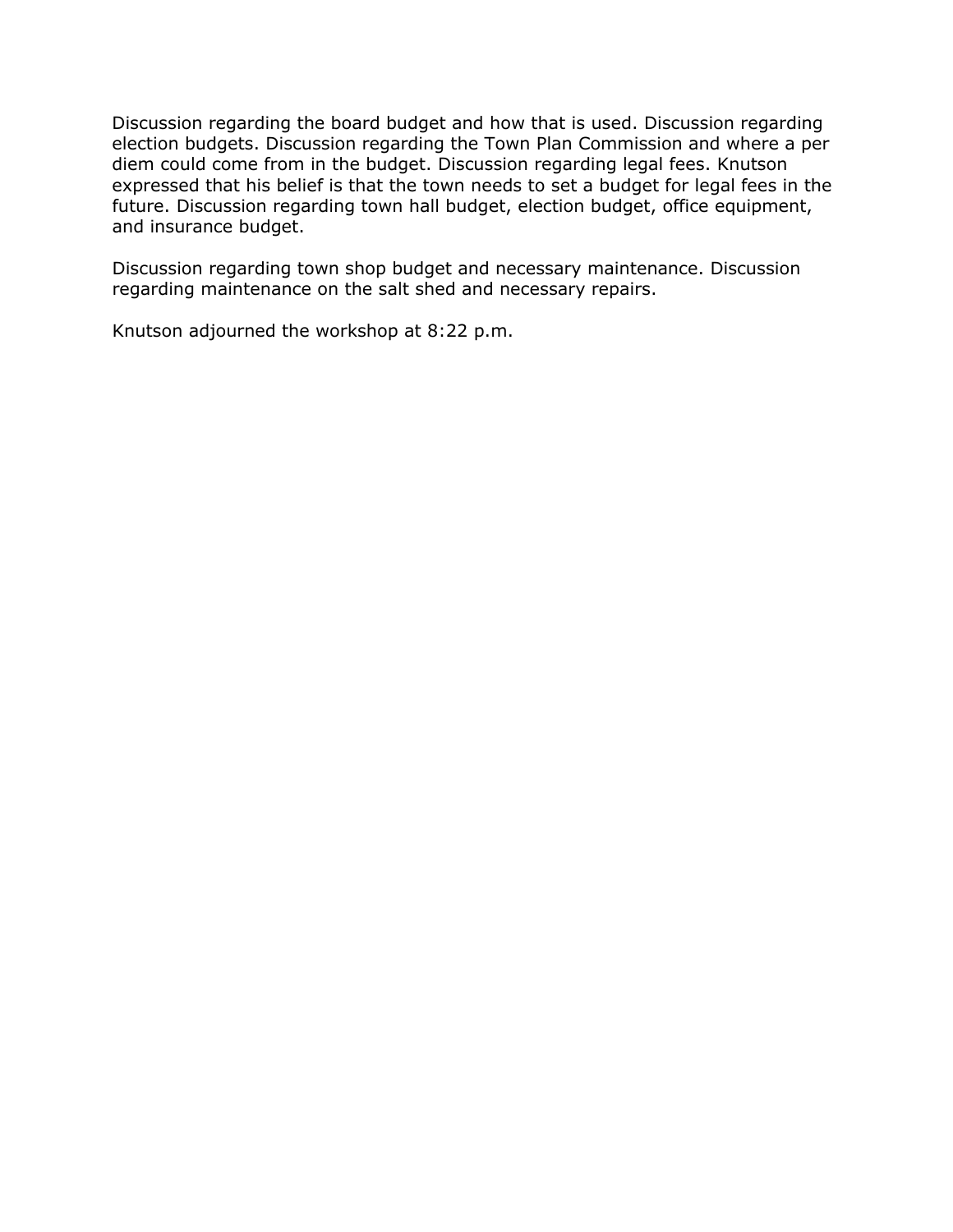Discussion regarding the board budget and how that is used. Discussion regarding election budgets. Discussion regarding the Town Plan Commission and where a per diem could come from in the budget. Discussion regarding legal fees. Knutson expressed that his belief is that the town needs to set a budget for legal fees in the future. Discussion regarding town hall budget, election budget, office equipment, and insurance budget.

Discussion regarding town shop budget and necessary maintenance. Discussion regarding maintenance on the salt shed and necessary repairs.

Knutson adjourned the workshop at 8:22 p.m.